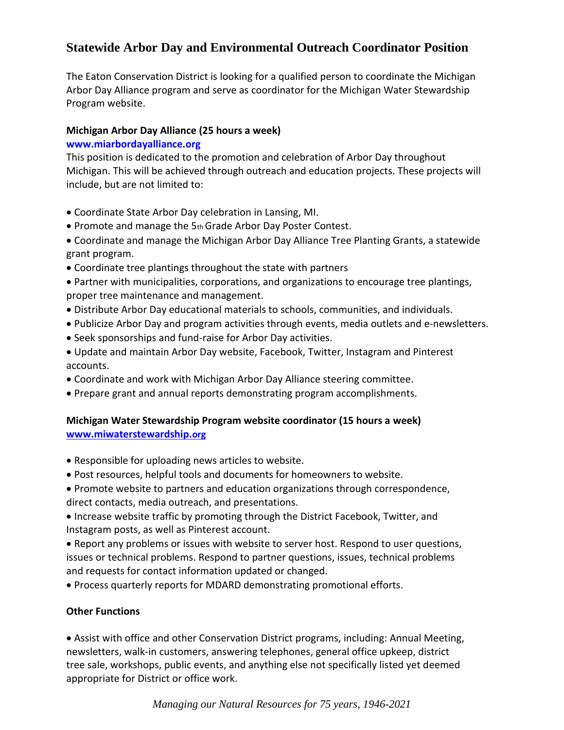# Statewide Arbor Day and Environmental Outreach Coordinator Position

The Eaton Conservation District is looking for a qualified person to coordinate the Michigan Arbor Day Alliance program and serve as coordinator for the Michigan Water Stewardship Program website.

**Michigan Arbor Day Alliance (25 hours a week)**

**www.miarbordayalliance.org**

This position is dedicated to the promotion and celebration of Arbor Day throughout Michigan. This will be achieved through outreach and education projects. These projects will include, but are not limited to:

- Coordinate State Arbor Day celebration in Lansing, MI.
- Promote and manage the 5th Grade Arbor Day Poster Contest.
- Coordinate and manage the Michigan Arbor Day Alliance Tree Planting Grants, a statewide grant program.
- Coordinate tree plantings throughout the state with partners
- Partner with municipalities, corporations, and organizations to encourage tree plantings, proper tree maintenance and management.
- Distribute Arbor Day educational materials to schools, communities, and individuals.
- Publicize Arbor Day and program activities through events, media outlets and e-newsletters.
- Seek sponsorships and fund-raise for Arbor Day activities.
- Update and maintain Arbor Day website, Facebook, Twitter, Instagram and Pinterest accounts.
- Coordinate and work with Michigan Arbor Day Alliance steering committee.
- Prepare grant and annual reports demonstrating program accomplishments.

**Michigan Water Stewardship Program website coordinator (15 hours a week)**

**www.miwaterstewardship.org**

- Responsible for uploading news articles to website.
- Post resources, helpful tools and documents for homeowners to website.
- Promote website to partners and education organizations through correspondence, direct contacts, media outreach, and presentations.
- Increase website traffic by promoting through the District Facebook, Twitter, and Instagram posts, as well as Pinterest account.
- Report any problems or issues with website to server host. Respond to user questions, issues or technical problems. Respond to partner questions, issues, technical problems and requests for contact information updated or changed.
- Process quarterly reports for MDARD demonstrating promotional efforts.

**Other Functions**

- Assist with office and other Conservation District programs, including: Annual Meeting, newsletters, walk-in customers, answering telephones, general office upkeep, district tree sale, workshops, public events, and anything else not specifically listed yet deemed appropriate for District or office work.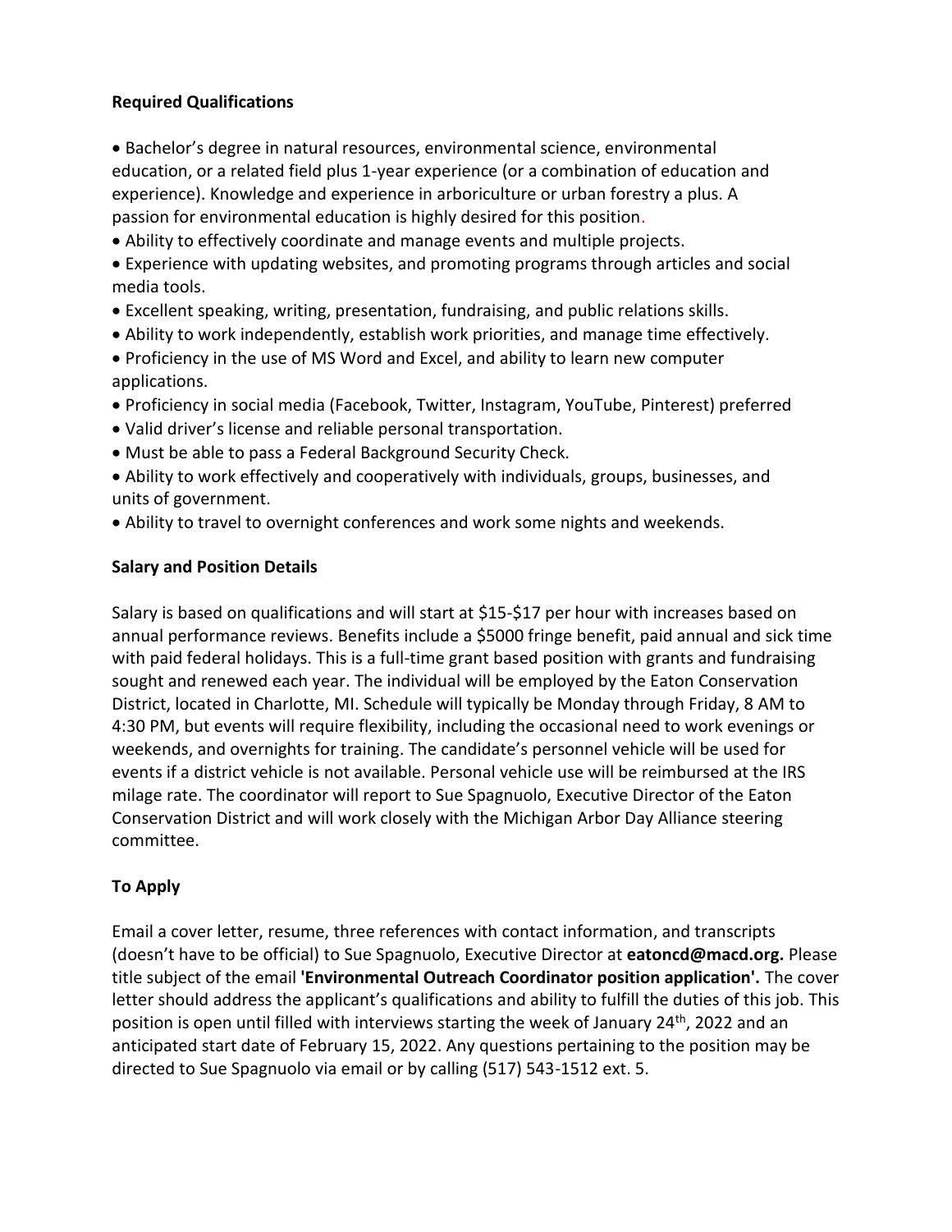**Required Qualifications**

- Bachelor's degree in natural resources, environmental science, environmental education, or a related field plus 1-year experience (or a combination of education and experience). Knowledge and experience in arboriculture or urban forestry a plus. A passion for environmental education is highly desired for this position.
- Ability to effectively coordinate and manage events and multiple projects.
- Experience with updating websites, and promoting programs through articles and social media tools.
- Excellent speaking, writing, presentation, fundraising, and public relations skills.
- Ability to work independently, establish work priorities, and manage time effectively.
- Proficiency in the use of MS Word and Excel, and ability to learn new computer applications.
- Proficiency in social media (Facebook, Twitter, Instagram, YouTube, Pinterest) preferred
- Valid driver's license and reliable personal transportation.
- Must be able to pass a Federal Background Security Check.
- Ability to work effectively and cooperatively with individuals, groups, businesses, and units of government.
- Ability to travel to overnight conferences and work some nights and weekends.

**Salary and Position Details**

Salary is based on qualifications and will start at $15-$17 per hour with increases based on annual performance reviews. Benefits include a $5000 fringe benefit, paid annual and sick time with paid federal holidays. This is a full-time grant based position with grants and fundraising sought and renewed each year. The individual will be employed by the Eaton Conservation District, located in Charlotte, MI. Schedule will typically be Monday through Friday, 8 AM to 4:30 PM, but events will require flexibility, including the occasional need to work evenings or weekends, and overnights for training. The candidate's personnel vehicle will be used for events if a district vehicle is not available. Personal vehicle use will be reimbursed at the IRS milage rate. The coordinator will report to Sue Spagnuolo, Executive Director of the Eaton Conservation District and will work closely with the Michigan Arbor Day Alliance steering committee.

**To Apply**

Email a cover letter, resume, three references with contact information, and transcripts (doesn't have to be official) to Sue Spagnuolo, Executive Director at **eatoncd@macd.org.** Please title subject of the email **'Environmental Outreach Coordinator position application'.** The cover letter should address the applicant's qualifications and ability to fulfill the duties of this job. This position is open until filled with interviews starting the week of January 24th, 2022 and an anticipated start date of February 15, 2022. Any questions pertaining to the position may be directed to Sue Spagnuolo via email or by calling (517) 543-1512 ext. 5.